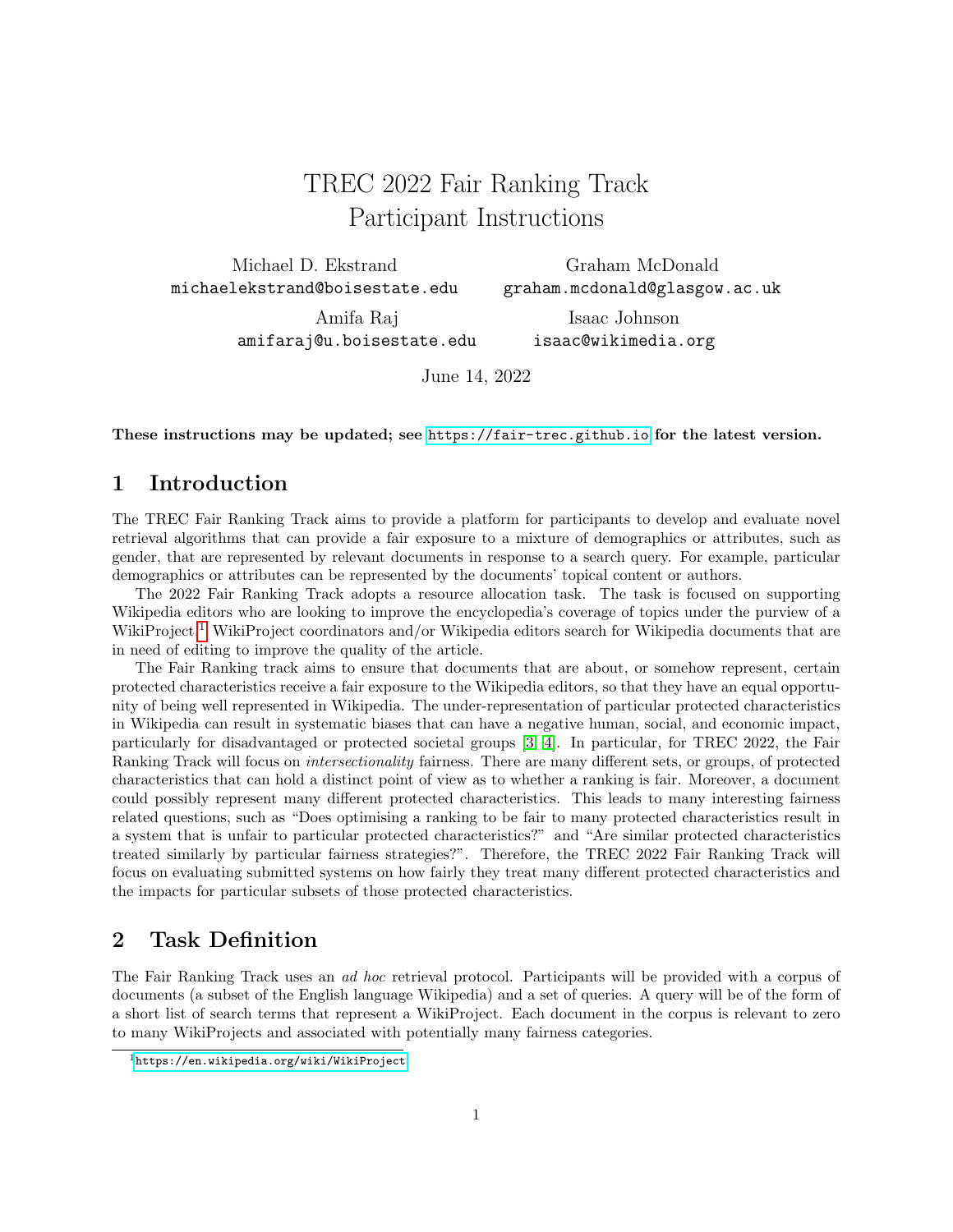# TREC 2022 Fair Ranking Track Participant Instructions

Michael D. Ekstrand
michaelekstrand@boisestate.edu

Graham McDonald
graham.mcdonald@glasgow.ac.uk

Amifa Raj
amifaraj@u.boisestate.edu

Isaac Johnson
isaac@wikimedia.org

June 14, 2022

**These instructions may be updated; see https://fair-trec.github.io for the latest version.**

## 1 Introduction

The TREC Fair Ranking Track aims to provide a platform for participants to develop and evaluate novel retrieval algorithms that can provide a fair exposure to a mixture of demographics or attributes, such as gender, that are represented by relevant documents in response to a search query. For example, particular demographics or attributes can be represented by the documents' topical content or authors.

The 2022 Fair Ranking Track adopts a resource allocation task. The task is focused on supporting Wikipedia editors who are looking to improve the encyclopedia's coverage of topics under the purview of a WikiProject.[1] WikiProject coordinators and/or Wikipedia editors search for Wikipedia documents that are in need of editing to improve the quality of the article.

The Fair Ranking track aims to ensure that documents that are about, or somehow represent, certain protected characteristics receive a fair exposure to the Wikipedia editors, so that they have an equal opportunity of being well represented in Wikipedia. The under-representation of particular protected characteristics in Wikipedia can result in systematic biases that can have a negative human, social, and economic impact, particularly for disadvantaged or protected societal groups [3, 4]. In particular, for TREC 2022, the Fair Ranking Track will focus on *intersectionality* fairness. There are many different sets, or groups, of protected characteristics that can hold a distinct point of view as to whether a ranking is fair. Moreover, a document could possibly represent many different protected characteristics. This leads to many interesting fairness related questions, such as "Does optimising a ranking to be fair to many protected characteristics result in a system that is unfair to particular protected characteristics?" and "Are similar protected characteristics treated similarly by particular fairness strategies?". Therefore, the TREC 2022 Fair Ranking Track will focus on evaluating submitted systems on how fairly they treat many different protected characteristics and the impacts for particular subsets of those protected characteristics.

## 2 Task Definition

The Fair Ranking Track uses an *ad hoc* retrieval protocol. Participants will be provided with a corpus of documents (a subset of the English language Wikipedia) and a set of queries. A query will be of the form of a short list of search terms that represent a WikiProject. Each document in the corpus is relevant to zero to many WikiProjects and associated with potentially many fairness categories.

[1] https://en.wikipedia.org/wiki/WikiProject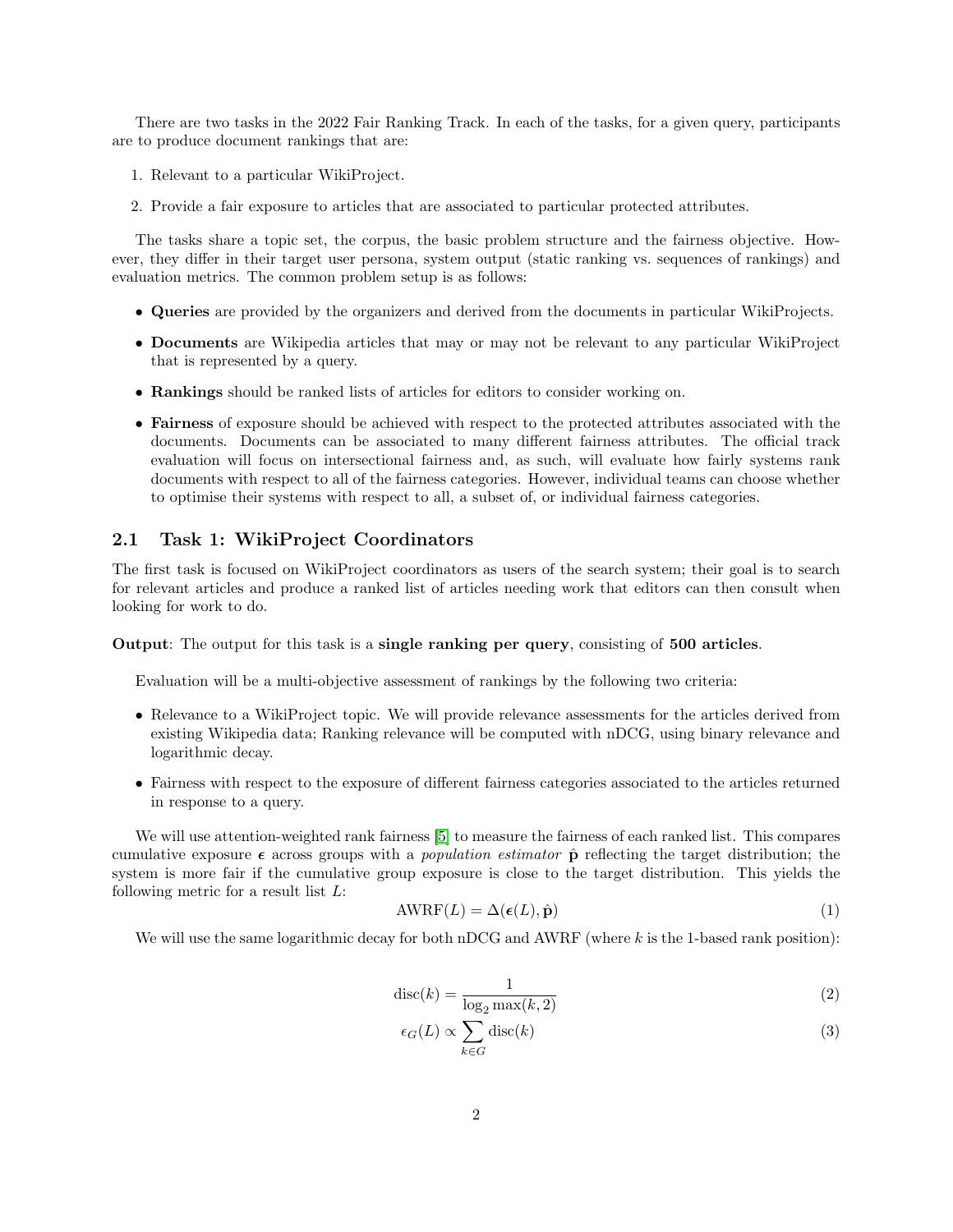There are two tasks in the 2022 Fair Ranking Track. In each of the tasks, for a given query, participants are to produce document rankings that are:

1. Relevant to a particular WikiProject.
2. Provide a fair exposure to articles that are associated to particular protected attributes.

The tasks share a topic set, the corpus, the basic problem structure and the fairness objective. However, they differ in their target user persona, system output (static ranking vs. sequences of rankings) and evaluation metrics. The common problem setup is as follows:

- **Queries** are provided by the organizers and derived from the documents in particular WikiProjects.
- **Documents** are Wikipedia articles that may or may not be relevant to any particular WikiProject that is represented by a query.
- **Rankings** should be ranked lists of articles for editors to consider working on.
- **Fairness** of exposure should be achieved with respect to the protected attributes associated with the documents. Documents can be associated to many different fairness attributes. The official track evaluation will focus on intersectional fairness and, as such, will evaluate how fairly systems rank documents with respect to all of the fairness categories. However, individual teams can choose whether to optimise their systems with respect to all, a subset of, or individual fairness categories.

## 2.1 Task 1: WikiProject Coordinators

The first task is focused on WikiProject coordinators as users of the search system; their goal is to search for relevant articles and produce a ranked list of articles needing work that editors can then consult when looking for work to do.

**Output**: The output for this task is a **single ranking per query**, consisting of **500 articles**.

Evaluation will be a multi-objective assessment of rankings by the following two criteria:

- Relevance to a WikiProject topic. We will provide relevance assessments for the articles derived from existing Wikipedia data; Ranking relevance will be computed with nDCG, using binary relevance and logarithmic decay.
- Fairness with respect to the exposure of different fairness categories associated to the articles returned in response to a query.

We will use attention-weighted rank fairness [5] to measure the fairness of each ranked list. This compares cumulative exposure $\boldsymbol{\epsilon}$ across groups with a *population estimator* $\hat{\mathbf{p}}$ reflecting the target distribution; the system is more fair if the cumulative group exposure is close to the target distribution. This yields the following metric for a result list $L$:

$$\mathrm{AWRF}(L) = \Delta(\boldsymbol{\epsilon}(L), \hat{\mathbf{p}}) \tag{1}$$

We will use the same logarithmic decay for both nDCG and AWRF (where $k$ is the 1-based rank position):

$$\mathrm{disc}(k) = \frac{1}{\log_2 \max(k, 2)} \tag{2}$$

$$\epsilon_G(L) \propto \sum_{k \in G} \mathrm{disc}(k) \tag{3}$$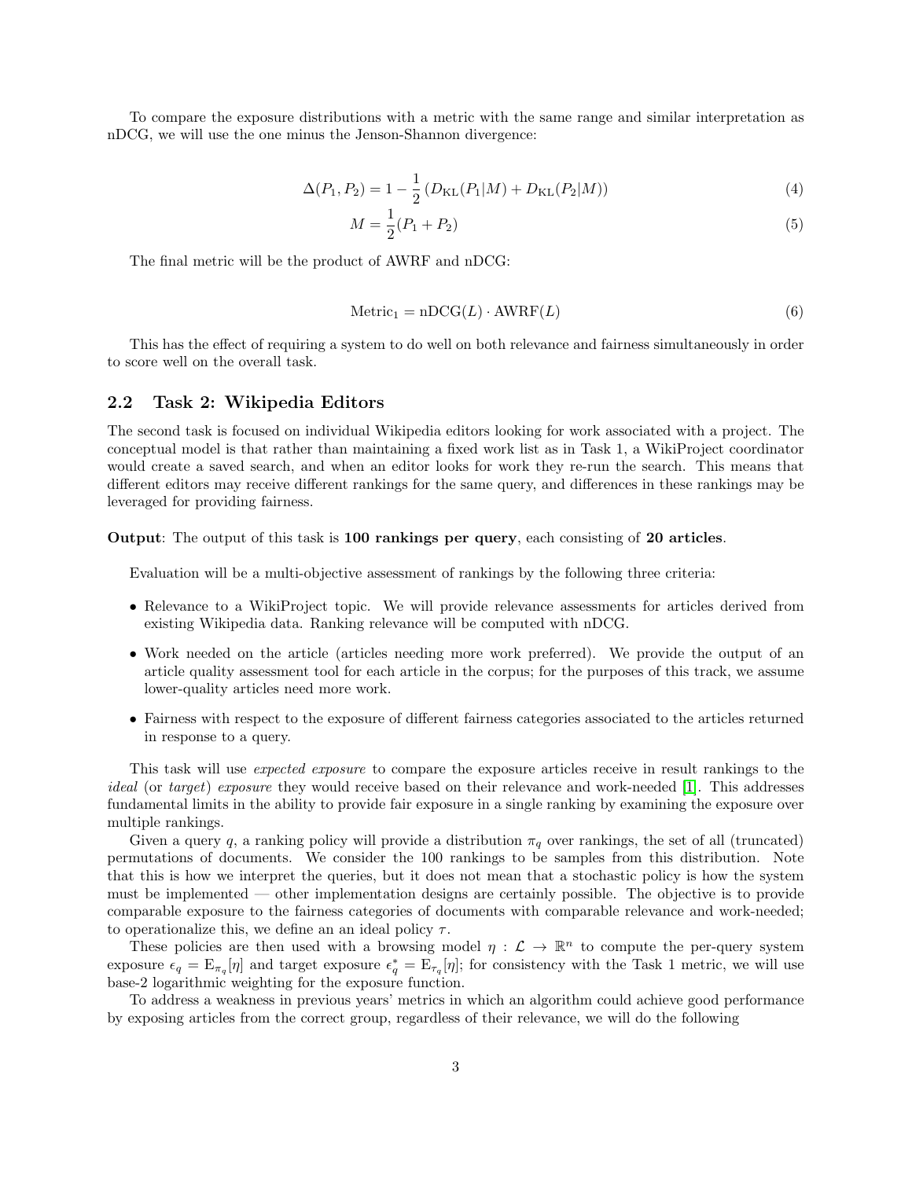To compare the exposure distributions with a metric with the same range and similar interpretation as nDCG, we will use the one minus the Jenson-Shannon divergence:

$$\Delta(P_1, P_2) = 1 - \frac{1}{2}\left(D_{\mathrm{KL}}(P_1|M) + D_{\mathrm{KL}}(P_2|M)\right) \tag{4}$$

$$M = \frac{1}{2}(P_1 + P_2) \tag{5}$$

The final metric will be the product of AWRF and nDCG:

$$\mathrm{Metric}_1 = \mathrm{nDCG}(L) \cdot \mathrm{AWRF}(L) \tag{6}$$

This has the effect of requiring a system to do well on both relevance and fairness simultaneously in order to score well on the overall task.

## 2.2 Task 2: Wikipedia Editors

The second task is focused on individual Wikipedia editors looking for work associated with a project. The conceptual model is that rather than maintaining a fixed work list as in Task 1, a WikiProject coordinator would create a saved search, and when an editor looks for work they re-run the search. This means that different editors may receive different rankings for the same query, and differences in these rankings may be leveraged for providing fairness.

**Output**: The output of this task is **100 rankings per query**, each consisting of **20 articles**.

Evaluation will be a multi-objective assessment of rankings by the following three criteria:

- Relevance to a WikiProject topic. We will provide relevance assessments for articles derived from existing Wikipedia data. Ranking relevance will be computed with nDCG.
- Work needed on the article (articles needing more work preferred). We provide the output of an article quality assessment tool for each article in the corpus; for the purposes of this track, we assume lower-quality articles need more work.
- Fairness with respect to the exposure of different fairness categories associated to the articles returned in response to a query.

This task will use *expected exposure* to compare the exposure articles receive in result rankings to the *ideal* (or *target*) *exposure* they would receive based on their relevance and work-needed [1]. This addresses fundamental limits in the ability to provide fair exposure in a single ranking by examining the exposure over multiple rankings.

Given a query $q$, a ranking policy will provide a distribution $\pi_q$ over rankings, the set of all (truncated) permutations of documents. We consider the 100 rankings to be samples from this distribution. Note that this is how we interpret the queries, but it does not mean that a stochastic policy is how the system must be implemented — other implementation designs are certainly possible. The objective is to provide comparable exposure to the fairness categories of documents with comparable relevance and work-needed; to operationalize this, we define an an ideal policy $\tau$.

These policies are then used with a browsing model $\eta : \mathcal{L} \to \mathbb{R}^n$ to compute the per-query system exposure $\epsilon_q = \mathrm{E}_{\pi_q}[\eta]$ and target exposure $\epsilon^*_q = \mathrm{E}_{\tau_q}[\eta]$; for consistency with the Task 1 metric, we will use base-2 logarithmic weighting for the exposure function.

To address a weakness in previous years' metrics in which an algorithm could achieve good performance by exposing articles from the correct group, regardless of their relevance, we will do the following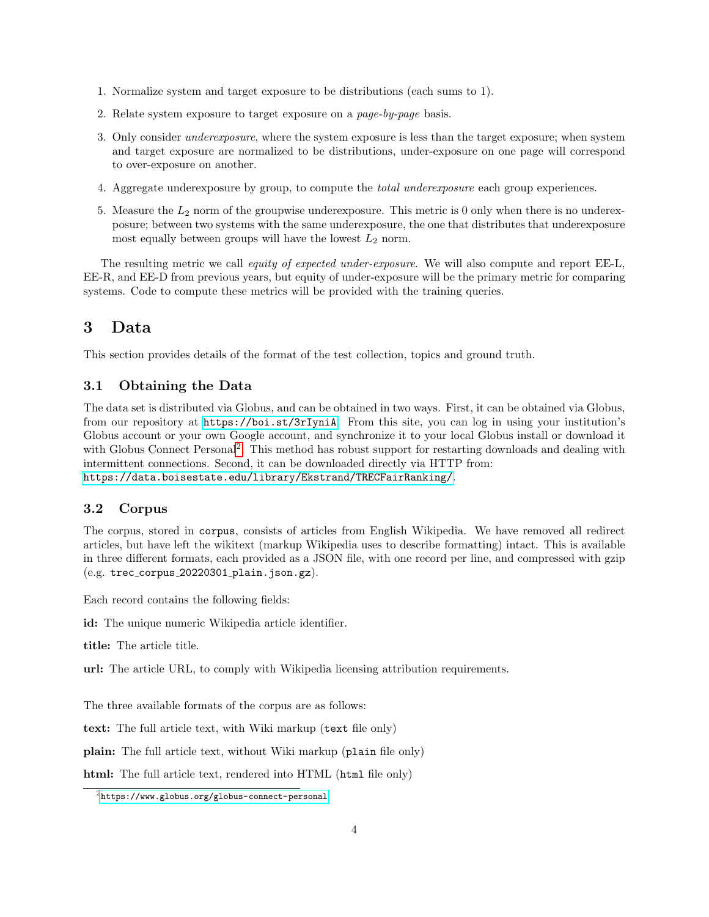1. Normalize system and target exposure to be distributions (each sums to 1).
2. Relate system exposure to target exposure on a *page-by-page* basis.
3. Only consider *underexposure*, where the system exposure is less than the target exposure; when system and target exposure are normalized to be distributions, under-exposure on one page will correspond to over-exposure on another.
4. Aggregate underexposure by group, to compute the *total underexposure* each group experiences.
5. Measure the $L_2$ norm of the groupwise underexposure. This metric is 0 only when there is no underexposure; between two systems with the same underexposure, the one that distributes that underexposure most equally between groups will have the lowest $L_2$ norm.

The resulting metric we call *equity of expected under-exposure*. We will also compute and report EE-L, EE-R, and EE-D from previous years, but equity of under-exposure will be the primary metric for comparing systems. Code to compute these metrics will be provided with the training queries.

# 3 Data

This section provides details of the format of the test collection, topics and ground truth.

## 3.1 Obtaining the Data

The data set is distributed via Globus, and can be obtained in two ways. First, it can be obtained via Globus, from our repository at `https://boi.st/3rIyniA`. From this site, you can log in using your institution's Globus account or your own Google account, and synchronize it to your local Globus install or download it with Globus Connect Personal[2]. This method has robust support for restarting downloads and dealing with intermittent connections. Second, it can be downloaded directly via HTTP from: `https://data.boisestate.edu/library/Ekstrand/TRECFairRanking/`.

## 3.2 Corpus

The corpus, stored in `corpus`, consists of articles from English Wikipedia. We have removed all redirect articles, but have left the wikitext (markup Wikipedia uses to describe formatting) intact. This is available in three different formats, each provided as a JSON file, with one record per line, and compressed with gzip (e.g. `trec_corpus_20220301_plain.json.gz`).

Each record contains the following fields:

**id:** The unique numeric Wikipedia article identifier.

**title:** The article title.

**url:** The article URL, to comply with Wikipedia licensing attribution requirements.

The three available formats of the corpus are as follows:

**text:** The full article text, with Wiki markup (`text` file only)

**plain:** The full article text, without Wiki markup (`plain` file only)

**html:** The full article text, rendered into HTML (`html` file only)

[2] `https://www.globus.org/globus-connect-personal`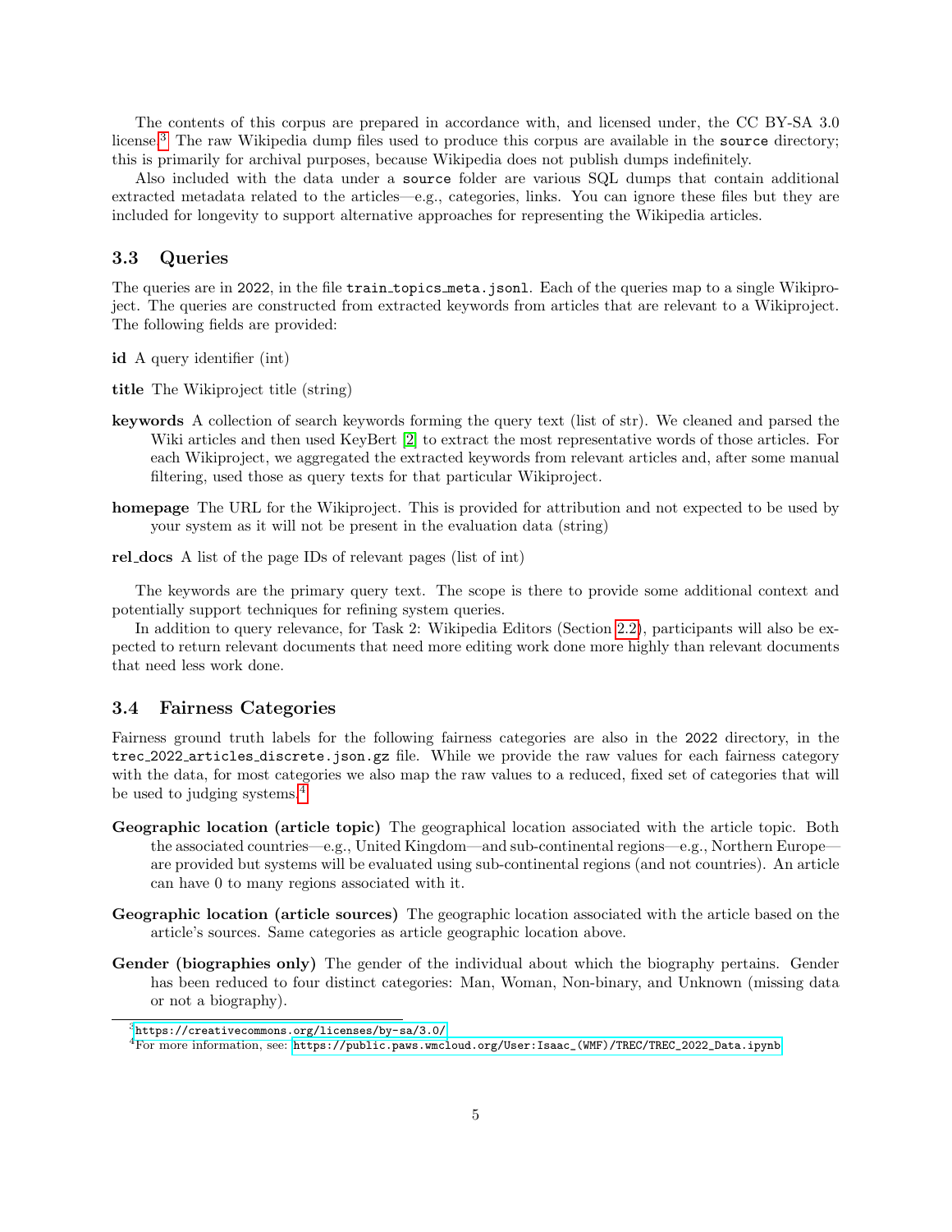The contents of this corpus are prepared in accordance with, and licensed under, the CC BY-SA 3.0 license.[3] The raw Wikipedia dump files used to produce this corpus are available in the `source` directory; this is primarily for archival purposes, because Wikipedia does not publish dumps indefinitely.

Also included with the data under a `source` folder are various SQL dumps that contain additional extracted metadata related to the articles—e.g., categories, links. You can ignore these files but they are included for longevity to support alternative approaches for representing the Wikipedia articles.

### 3.3 Queries

The queries are in `2022`, in the file `train_topics_meta.jsonl`. Each of the queries map to a single Wikiproject. The queries are constructed from extracted keywords from articles that are relevant to a Wikiproject. The following fields are provided:

**id** A query identifier (int)

**title** The Wikiproject title (string)

**keywords** A collection of search keywords forming the query text (list of str). We cleaned and parsed the Wiki articles and then used KeyBert [2] to extract the most representative words of those articles. For each Wikiproject, we aggregated the extracted keywords from relevant articles and, after some manual filtering, used those as query texts for that particular Wikiproject.

**homepage** The URL for the Wikiproject. This is provided for attribution and not expected to be used by your system as it will not be present in the evaluation data (string)

**rel_docs** A list of the page IDs of relevant pages (list of int)

The keywords are the primary query text. The scope is there to provide some additional context and potentially support techniques for refining system queries.

In addition to query relevance, for Task 2: Wikipedia Editors (Section 2.2), participants will also be expected to return relevant documents that need more editing work done more highly than relevant documents that need less work done.

### 3.4 Fairness Categories

Fairness ground truth labels for the following fairness categories are also in the `2022` directory, in the `trec_2022_articles_discrete.json.gz` file. While we provide the raw values for each fairness category with the data, for most categories we also map the raw values to a reduced, fixed set of categories that will be used to judging systems.[4]

**Geographic location (article topic)** The geographical location associated with the article topic. Both the associated countries—e.g., United Kingdom—and sub-continental regions—e.g., Northern Europe—are provided but systems will be evaluated using sub-continental regions (and not countries). An article can have 0 to many regions associated with it.

**Geographic location (article sources)** The geographic location associated with the article based on the article's sources. Same categories as article geographic location above.

**Gender (biographies only)** The gender of the individual about which the biography pertains. Gender has been reduced to four distinct categories: Man, Woman, Non-binary, and Unknown (missing data or not a biography).

---

[3] https://creativecommons.org/licenses/by-sa/3.0/

[4] For more information, see: https://public.paws.wmcloud.org/User:Isaac_(WMF)/TREC/TREC_2022_Data.ipynb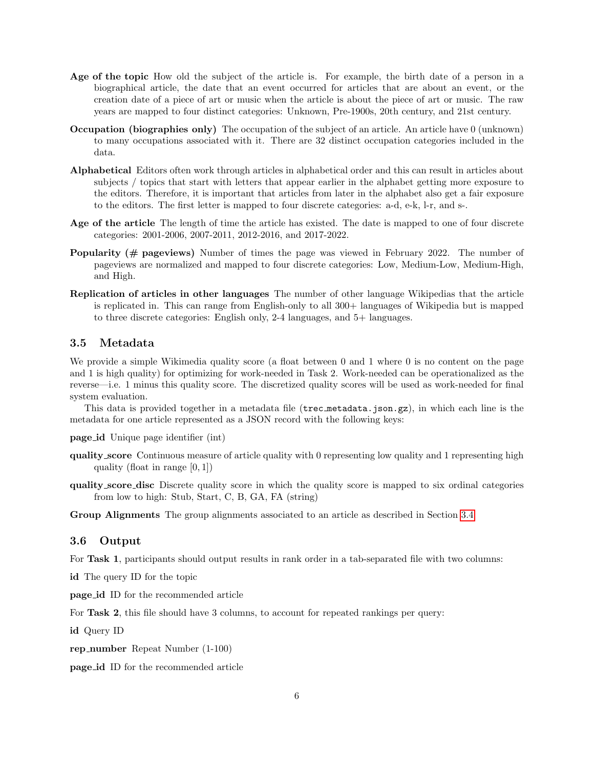**Age of the topic** How old the subject of the article is. For example, the birth date of a person in a biographical article, the date that an event occurred for articles that are about an event, or the creation date of a piece of art or music when the article is about the piece of art or music. The raw years are mapped to four distinct categories: Unknown, Pre-1900s, 20th century, and 21st century.

**Occupation (biographies only)** The occupation of the subject of an article. An article have 0 (unknown) to many occupations associated with it. There are 32 distinct occupation categories included in the data.

**Alphabetical** Editors often work through articles in alphabetical order and this can result in articles about subjects / topics that start with letters that appear earlier in the alphabet getting more exposure to the editors. Therefore, it is important that articles from later in the alphabet also get a fair exposure to the editors. The first letter is mapped to four discrete categories: a-d, e-k, l-r, and s-.

**Age of the article** The length of time the article has existed. The date is mapped to one of four discrete categories: 2001-2006, 2007-2011, 2012-2016, and 2017-2022.

**Popularity (# pageviews)** Number of times the page was viewed in February 2022. The number of pageviews are normalized and mapped to four discrete categories: Low, Medium-Low, Medium-High, and High.

**Replication of articles in other languages** The number of other language Wikipedias that the article is replicated in. This can range from English-only to all 300+ languages of Wikipedia but is mapped to three discrete categories: English only, 2-4 languages, and 5+ languages.

### 3.5 Metadata

We provide a simple Wikimedia quality score (a float between 0 and 1 where 0 is no content on the page and 1 is high quality) for optimizing for work-needed in Task 2. Work-needed can be operationalized as the reverse—i.e. 1 minus this quality score. The discretized quality scores will be used as work-needed for final system evaluation.

This data is provided together in a metadata file (`trec_metadata.json.gz`), in which each line is the metadata for one article represented as a JSON record with the following keys:

**page_id** Unique page identifier (int)

**quality_score** Continuous measure of article quality with 0 representing low quality and 1 representing high quality (float in range $[0, 1]$)

**quality_score_disc** Discrete quality score in which the quality score is mapped to six ordinal categories from low to high: Stub, Start, C, B, GA, FA (string)

**Group Alignments** The group alignments associated to an article as described in Section 3.4

### 3.6 Output

For **Task 1**, participants should output results in rank order in a tab-separated file with two columns:

**id** The query ID for the topic

**page_id** ID for the recommended article

For **Task 2**, this file should have 3 columns, to account for repeated rankings per query:

**id** Query ID

**rep_number** Repeat Number (1-100)

**page_id** ID for the recommended article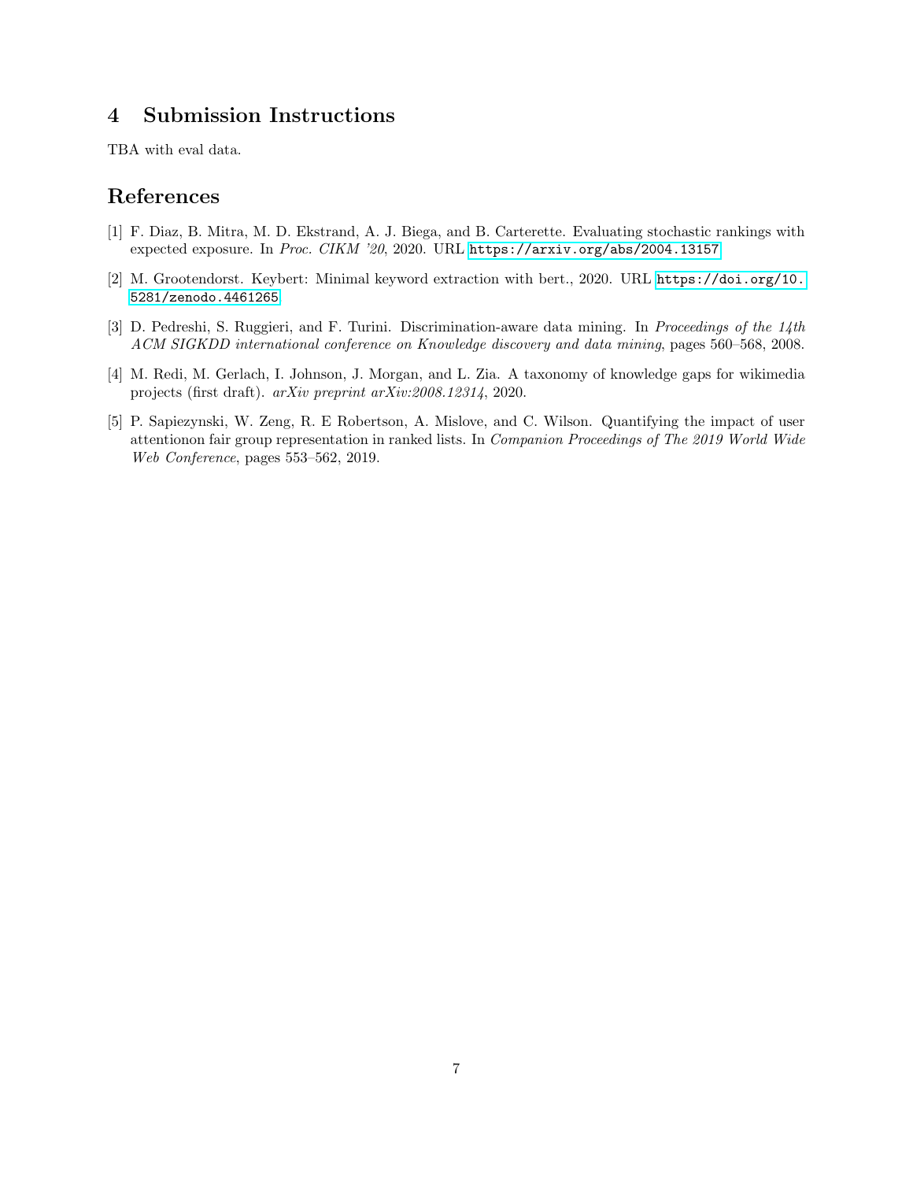## 4 Submission Instructions

TBA with eval data.

## References

[1] F. Diaz, B. Mitra, M. D. Ekstrand, A. J. Biega, and B. Carterette. Evaluating stochastic rankings with expected exposure. In *Proc. CIKM '20*, 2020. URL https://arxiv.org/abs/2004.13157

[2] M. Grootendorst. Keybert: Minimal keyword extraction with bert., 2020. URL https://doi.org/10.5281/zenodo.4461265

[3] D. Pedreshi, S. Ruggieri, and F. Turini. Discrimination-aware data mining. In *Proceedings of the 14th ACM SIGKDD international conference on Knowledge discovery and data mining*, pages 560–568, 2008.

[4] M. Redi, M. Gerlach, I. Johnson, J. Morgan, and L. Zia. A taxonomy of knowledge gaps for wikimedia projects (first draft). *arXiv preprint arXiv:2008.12314*, 2020.

[5] P. Sapiezynski, W. Zeng, R. E Robertson, A. Mislove, and C. Wilson. Quantifying the impact of user attentionon fair group representation in ranked lists. In *Companion Proceedings of The 2019 World Wide Web Conference*, pages 553–562, 2019.